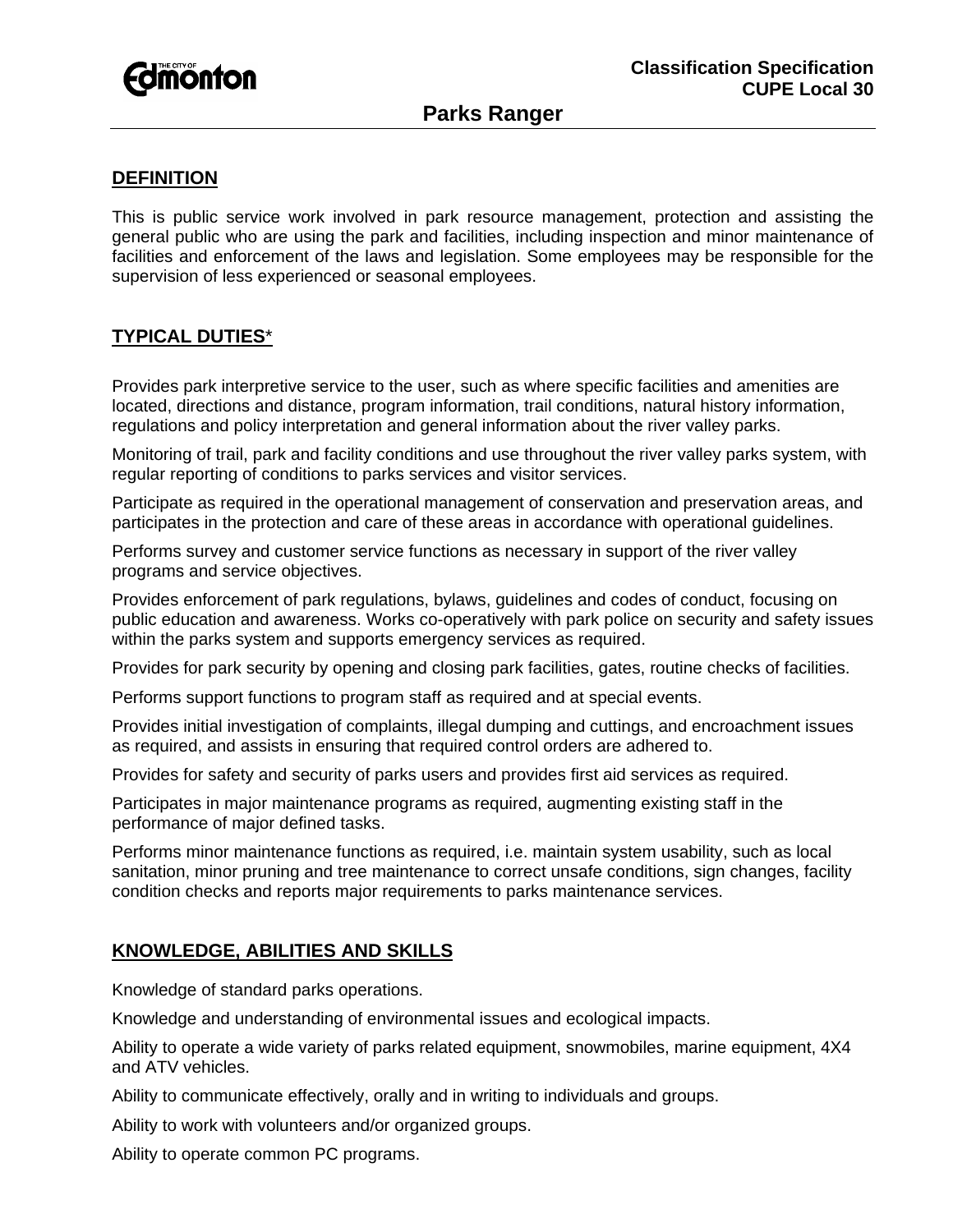**Classification Specification**
**CUPE Local 30**

# Parks Ranger

## DEFINITION

This is public service work involved in park resource management, protection and assisting the general public who are using the park and facilities, including inspection and minor maintenance of facilities and enforcement of the laws and legislation. Some employees may be responsible for the supervision of less experienced or seasonal employees.

## TYPICAL DUTIES*

Provides park interpretive service to the user, such as where specific facilities and amenities are located, directions and distance, program information, trail conditions, natural history information, regulations and policy interpretation and general information about the river valley parks.

Monitoring of trail, park and facility conditions and use throughout the river valley parks system, with regular reporting of conditions to parks services and visitor services.

Participate as required in the operational management of conservation and preservation areas, and participates in the protection and care of these areas in accordance with operational guidelines.

Performs survey and customer service functions as necessary in support of the river valley programs and service objectives.

Provides enforcement of park regulations, bylaws, guidelines and codes of conduct, focusing on public education and awareness. Works co-operatively with park police on security and safety issues within the parks system and supports emergency services as required.

Provides for park security by opening and closing park facilities, gates, routine checks of facilities.

Performs support functions to program staff as required and at special events.

Provides initial investigation of complaints, illegal dumping and cuttings, and encroachment issues as required, and assists in ensuring that required control orders are adhered to.

Provides for safety and security of parks users and provides first aid services as required.

Participates in major maintenance programs as required, augmenting existing staff in the performance of major defined tasks.

Performs minor maintenance functions as required, i.e. maintain system usability, such as local sanitation, minor pruning and tree maintenance to correct unsafe conditions, sign changes, facility condition checks and reports major requirements to parks maintenance services.

## KNOWLEDGE, ABILITIES AND SKILLS

Knowledge of standard parks operations.

Knowledge and understanding of environmental issues and ecological impacts.

Ability to operate a wide variety of parks related equipment, snowmobiles, marine equipment, 4X4 and ATV vehicles.

Ability to communicate effectively, orally and in writing to individuals and groups.

Ability to work with volunteers and/or organized groups.

Ability to operate common PC programs.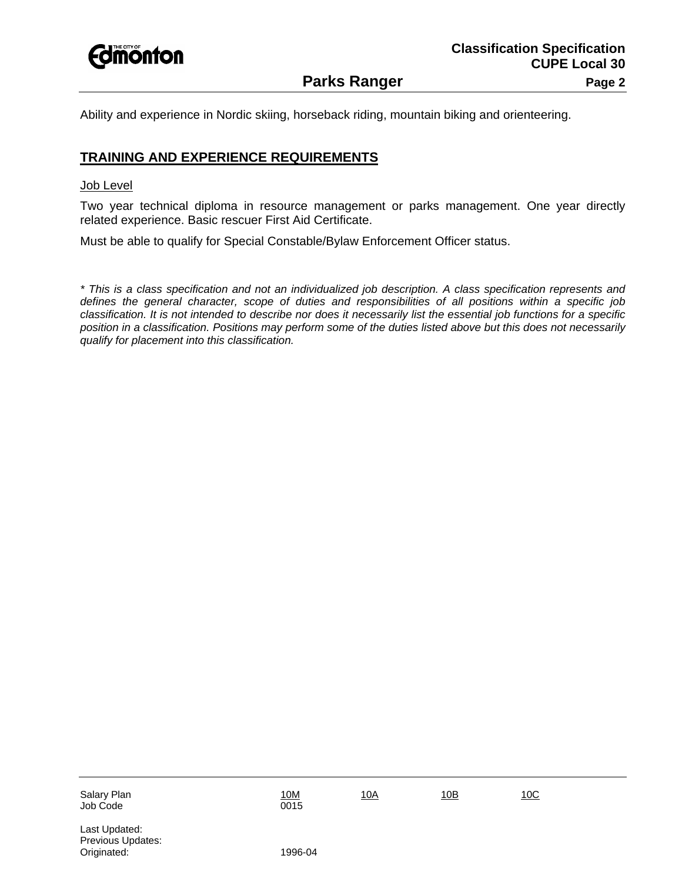Ability and experience in Nordic skiing, horseback riding, mountain biking and orienteering.

## TRAINING AND EXPERIENCE REQUIREMENTS

Job Level

Two year technical diploma in resource management or parks management. One year directly related experience. Basic rescuer First Aid Certificate.

Must be able to qualify for Special Constable/Bylaw Enforcement Officer status.

*\* This is a class specification and not an individualized job description. A class specification represents and defines the general character, scope of duties and responsibilities of all positions within a specific job classification. It is not intended to describe nor does it necessarily list the essential job functions for a specific position in a classification. Positions may perform some of the duties listed above but this does not necessarily qualify for placement into this classification.*

| | | | | |
|---|---|---|---|---|
| Salary Plan | 10M | 10A | 10B | 10C |
| Job Code | 0015 | | | |
| Last Updated: | | | | |
| Previous Updates: | | | | |
| Originated: | 1996-04 | | | |